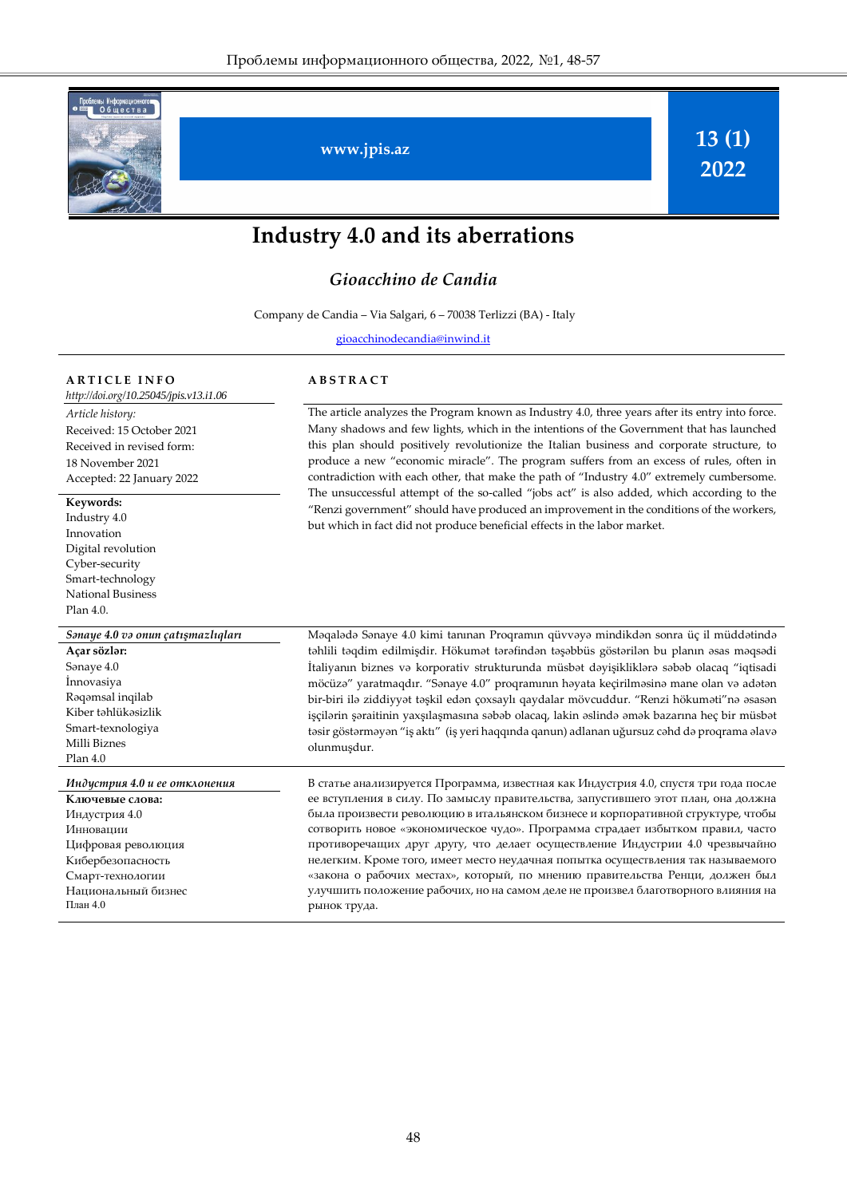www.jpis.az

13 (1) 2022

# Industry 4.0 and its aberrations

## *Gioacchino de Candia*

Company de Candia – Via Salgari, 6 – 70038 Terlizzi (BA) - Italy

gioacchinodecandia@inwind.it

**ARTICLE INFO**

*http://doi.org/10.25045/jpis.v13.i1.06*

*Article history:*
Received: 15 October 2021
Received in revised form: 18 November 2021
Accepted: 22 January 2022

**Keywords:**
Industry 4.0
Innovation
Digital revolution
Cyber-security
Smart-technology
National Business
Plan 4.0.

**ABSTRACT**

The article analyzes the Program known as Industry 4.0, three years after its entry into force. Many shadows and few lights, which in the intentions of the Government that has launched this plan should positively revolutionize the Italian business and corporate structure, to produce a new "economic miracle". The program suffers from an excess of rules, often in contradiction with each other, that make the path of "Industry 4.0" extremely cumbersome. The unsuccessful attempt of the so-called "jobs act" is also added, which according to the "Renzi government" should have produced an improvement in the conditions of the workers, but which in fact did not produce beneficial effects in the labor market.

***Sənaye 4.0 və onun çatışmazlıqları***

**Açar sözlər:**
Sənaye 4.0
İnnovasiya
Rəqəmsal inqilab
Kiber təhlükəsizlik
Smart-texnologiya
Milli Biznes
Plan 4.0

Məqalədə Sənaye 4.0 kimi tanınan Proqramın qüvvəyə mindikdən sonra üç il müddətində təhlili təqdim edilmişdir. Hökumət tərəfindən təşəbbüs göstərilən bu planın əsas məqsədi İtaliyanın biznes və korporativ strukturunda müsbət dəyişikliklərə səbəb olacaq "iqtisadi möcüzə" yaratmaqdır. "Sənaye 4.0" proqramının həyata keçirilməsinə mane olan və adətən bir-biri ilə ziddiyyət təşkil edən çoxsaylı qaydalar mövcuddur. "Renzi hökuməti"nə əsasən işçilərin şəraitinin yaxşılaşmasına səbəb olacaq, lakin əslində əmək bazarına heç bir müsbət təsir göstərməyən "iş aktı" (iş yeri haqqında qanun) adlanan uğursuz cəhd də proqrama əlavə olunmuşdur.

***Индустрия 4.0 и ее отклонения***

**Ключевые слова:**
Индустрия 4.0
Инновации
Цифровая революция
Кибербезопасность
Смарт-технологии
Национальный бизнес
План 4.0

В статье анализируется Программа, известная как Индустрия 4.0, спустя три года после ее вступления в силу. По замыслу правительства, запустившего этот план, она должна была произвести революцию в итальянском бизнесе и корпоративной структуре, чтобы сотворить новое «экономическое чудо». Программа страдает избытком правил, часто противоречащих друг другу, что делает осуществление Индустрии 4.0 чрезвычайно нелегким. Кроме того, имеет место неудачная попытка осуществления так называемого «закона о рабочих местах», который, по мнению правительства Ренци, должен был улучшить положение рабочих, но на самом деле не произвел благотворного влияния на рынок труда.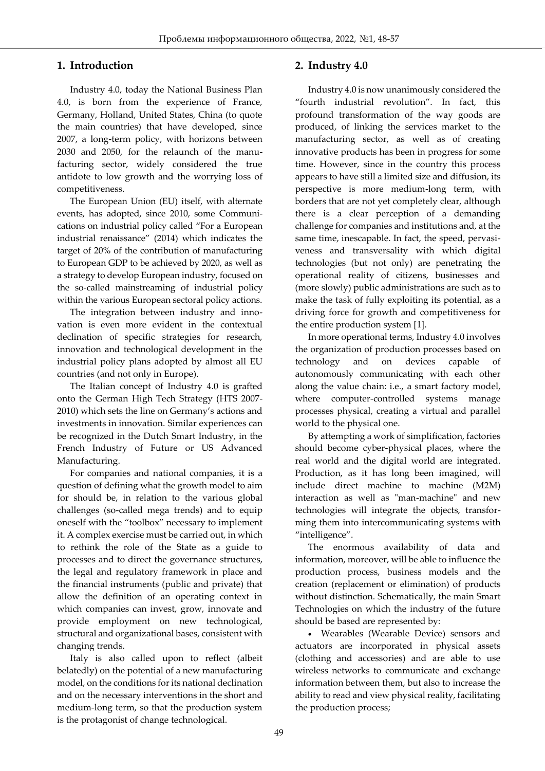## 1. Introduction

Industry 4.0, today the National Business Plan 4.0, is born from the experience of France, Germany, Holland, United States, China (to quote the main countries) that have developed, since 2007, a long-term policy, with horizons between 2030 and 2050, for the relaunch of the manufacturing sector, widely considered the true antidote to low growth and the worrying loss of competitiveness.

The European Union (EU) itself, with alternate events, has adopted, since 2010, some Communications on industrial policy called "For a European industrial renaissance" (2014) which indicates the target of 20% of the contribution of manufacturing to European GDP to be achieved by 2020, as well as a strategy to develop European industry, focused on the so-called mainstreaming of industrial policy within the various European sectoral policy actions.

The integration between industry and innovation is even more evident in the contextual declination of specific strategies for research, innovation and technological development in the industrial policy plans adopted by almost all EU countries (and not only in Europe).

The Italian concept of Industry 4.0 is grafted onto the German High Tech Strategy (HTS 2007-2010) which sets the line on Germany's actions and investments in innovation. Similar experiences can be recognized in the Dutch Smart Industry, in the French Industry of Future or US Advanced Manufacturing.

For companies and national companies, it is a question of defining what the growth model to aim for should be, in relation to the various global challenges (so-called mega trends) and to equip oneself with the "toolbox" necessary to implement it. A complex exercise must be carried out, in which to rethink the role of the State as a guide to processes and to direct the governance structures, the legal and regulatory framework in place and the financial instruments (public and private) that allow the definition of an operating context in which companies can invest, grow, innovate and provide employment on new technological, structural and organizational bases, consistent with changing trends.

Italy is also called upon to reflect (albeit belatedly) on the potential of a new manufacturing model, on the conditions for its national declination and on the necessary interventions in the short and medium-long term, so that the production system is the protagonist of change technological.

## 2. Industry 4.0

Industry 4.0 is now unanimously considered the "fourth industrial revolution". In fact, this profound transformation of the way goods are produced, of linking the services market to the manufacturing sector, as well as of creating innovative products has been in progress for some time. However, since in the country this process appears to have still a limited size and diffusion, its perspective is more medium-long term, with borders that are not yet completely clear, although there is a clear perception of a demanding challenge for companies and institutions and, at the same time, inescapable. In fact, the speed, pervasiveness and transversality with which digital technologies (but not only) are penetrating the operational reality of citizens, businesses and (more slowly) public administrations are such as to make the task of fully exploiting its potential, as a driving force for growth and competitiveness for the entire production system [1].

In more operational terms, Industry 4.0 involves the organization of production processes based on technology and on devices capable of autonomously communicating with each other along the value chain: i.e., a smart factory model, where computer-controlled systems manage processes physical, creating a virtual and parallel world to the physical one.

By attempting a work of simplification, factories should become cyber-physical places, where the real world and the digital world are integrated. Production, as it has long been imagined, will include direct machine to machine (M2M) interaction as well as "man-machine" and new technologies will integrate the objects, transforming them into intercommunicating systems with "intelligence".

The enormous availability of data and information, moreover, will be able to influence the production process, business models and the creation (replacement or elimination) of products without distinction. Schematically, the main Smart Technologies on which the industry of the future should be based are represented by:

- Wearables (Wearable Device) sensors and actuators are incorporated in physical assets (clothing and accessories) and are able to use wireless networks to communicate and exchange information between them, but also to increase the ability to read and view physical reality, facilitating the production process;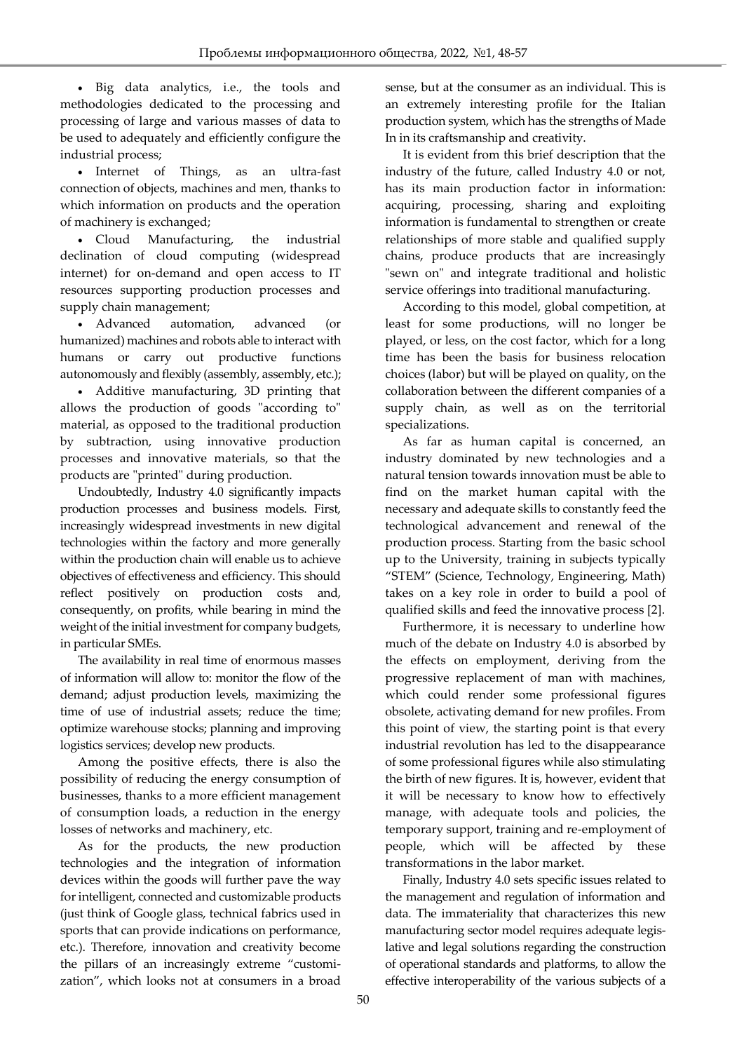- Big data analytics, i.e., the tools and methodologies dedicated to the processing and processing of large and various masses of data to be used to adequately and efficiently configure the industrial process;
- Internet of Things, as an ultra-fast connection of objects, machines and men, thanks to which information on products and the operation of machinery is exchanged;
- Cloud Manufacturing, the industrial declination of cloud computing (widespread internet) for on-demand and open access to IT resources supporting production processes and supply chain management;
- Advanced automation, advanced (or humanized) machines and robots able to interact with humans or carry out productive functions autonomously and flexibly (assembly, assembly, etc.);
- Additive manufacturing, 3D printing that allows the production of goods "according to" material, as opposed to the traditional production by subtraction, using innovative production processes and innovative materials, so that the products are "printed" during production.

Undoubtedly, Industry 4.0 significantly impacts production processes and business models. First, increasingly widespread investments in new digital technologies within the factory and more generally within the production chain will enable us to achieve objectives of effectiveness and efficiency. This should reflect positively on production costs and, consequently, on profits, while bearing in mind the weight of the initial investment for company budgets, in particular SMEs.

The availability in real time of enormous masses of information will allow to: monitor the flow of the demand; adjust production levels, maximizing the time of use of industrial assets; reduce the time; optimize warehouse stocks; planning and improving logistics services; develop new products.

Among the positive effects, there is also the possibility of reducing the energy consumption of businesses, thanks to a more efficient management of consumption loads, a reduction in the energy losses of networks and machinery, etc.

As for the products, the new production technologies and the integration of information devices within the goods will further pave the way for intelligent, connected and customizable products (just think of Google glass, technical fabrics used in sports that can provide indications on performance, etc.). Therefore, innovation and creativity become the pillars of an increasingly extreme "customization", which looks not at consumers in a broad sense, but at the consumer as an individual. This is an extremely interesting profile for the Italian production system, which has the strengths of Made In in its craftsmanship and creativity.

It is evident from this brief description that the industry of the future, called Industry 4.0 or not, has its main production factor in information: acquiring, processing, sharing and exploiting information is fundamental to strengthen or create relationships of more stable and qualified supply chains, produce products that are increasingly "sewn on" and integrate traditional and holistic service offerings into traditional manufacturing.

According to this model, global competition, at least for some productions, will no longer be played, or less, on the cost factor, which for a long time has been the basis for business relocation choices (labor) but will be played on quality, on the collaboration between the different companies of a supply chain, as well as on the territorial specializations.

As far as human capital is concerned, an industry dominated by new technologies and a natural tension towards innovation must be able to find on the market human capital with the necessary and adequate skills to constantly feed the technological advancement and renewal of the production process. Starting from the basic school up to the University, training in subjects typically "STEM" (Science, Technology, Engineering, Math) takes on a key role in order to build a pool of qualified skills and feed the innovative process [2].

Furthermore, it is necessary to underline how much of the debate on Industry 4.0 is absorbed by the effects on employment, deriving from the progressive replacement of man with machines, which could render some professional figures obsolete, activating demand for new profiles. From this point of view, the starting point is that every industrial revolution has led to the disappearance of some professional figures while also stimulating the birth of new figures. It is, however, evident that it will be necessary to know how to effectively manage, with adequate tools and policies, the temporary support, training and re-employment of people, which will be affected by these transformations in the labor market.

Finally, Industry 4.0 sets specific issues related to the management and regulation of information and data. The immateriality that characterizes this new manufacturing sector model requires adequate legislative and legal solutions regarding the construction of operational standards and platforms, to allow the effective interoperability of the various subjects of a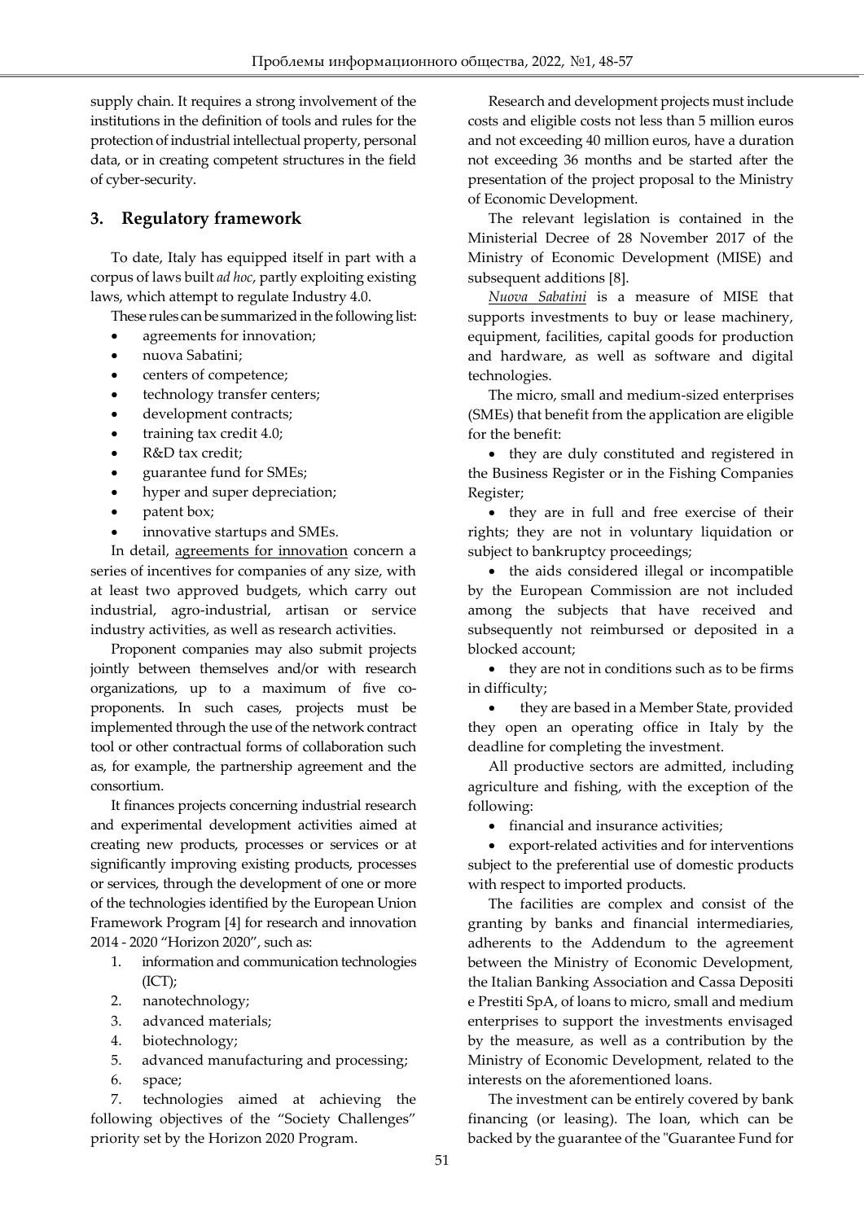supply chain. It requires a strong involvement of the institutions in the definition of tools and rules for the protection of industrial intellectual property, personal data, or in creating competent structures in the field of cyber-security.

## 3. Regulatory framework

To date, Italy has equipped itself in part with a corpus of laws built *ad hoc*, partly exploiting existing laws, which attempt to regulate Industry 4.0.

These rules can be summarized in the following list:

- agreements for innovation;
- nuova Sabatini;
- centers of competence;
- technology transfer centers;
- development contracts;
- training tax credit 4.0;
- R&D tax credit;
- guarantee fund for SMEs;
- hyper and super depreciation;
- patent box;
- innovative startups and SMEs.

In detail, agreements for innovation concern a series of incentives for companies of any size, with at least two approved budgets, which carry out industrial, agro-industrial, artisan or service industry activities, as well as research activities.

Proponent companies may also submit projects jointly between themselves and/or with research organizations, up to a maximum of five co-proponents. In such cases, projects must be implemented through the use of the network contract tool or other contractual forms of collaboration such as, for example, the partnership agreement and the consortium.

It finances projects concerning industrial research and experimental development activities aimed at creating new products, processes or services or at significantly improving existing products, processes or services, through the development of one or more of the technologies identified by the European Union Framework Program [4] for research and innovation 2014 - 2020 "Horizon 2020", such as:

1. information and communication technologies (ICT);
2. nanotechnology;
3. advanced materials;
4. biotechnology;
5. advanced manufacturing and processing;
6. space;
7. technologies aimed at achieving the following objectives of the "Society Challenges" priority set by the Horizon 2020 Program.

Research and development projects must include costs and eligible costs not less than 5 million euros and not exceeding 40 million euros, have a duration not exceeding 36 months and be started after the presentation of the project proposal to the Ministry of Economic Development.

The relevant legislation is contained in the Ministerial Decree of 28 November 2017 of the Ministry of Economic Development (MISE) and subsequent additions [8].

*Nuova Sabatini* is a measure of MISE that supports investments to buy or lease machinery, equipment, facilities, capital goods for production and hardware, as well as software and digital technologies.

The micro, small and medium-sized enterprises (SMEs) that benefit from the application are eligible for the benefit:

- they are duly constituted and registered in the Business Register or in the Fishing Companies Register;
- they are in full and free exercise of their rights; they are not in voluntary liquidation or subject to bankruptcy proceedings;
- the aids considered illegal or incompatible by the European Commission are not included among the subjects that have received and subsequently not reimbursed or deposited in a blocked account;
- they are not in conditions such as to be firms in difficulty;
- they are based in a Member State, provided they open an operating office in Italy by the deadline for completing the investment.

All productive sectors are admitted, including agriculture and fishing, with the exception of the following:

- financial and insurance activities;
- export-related activities and for interventions subject to the preferential use of domestic products with respect to imported products.

The facilities are complex and consist of the granting by banks and financial intermediaries, adherents to the Addendum to the agreement between the Ministry of Economic Development, the Italian Banking Association and Cassa Depositi e Prestiti SpA, of loans to micro, small and medium enterprises to support the investments envisaged by the measure, as well as a contribution by the Ministry of Economic Development, related to the interests on the aforementioned loans.

The investment can be entirely covered by bank financing (or leasing). The loan, which can be backed by the guarantee of the "Guarantee Fund for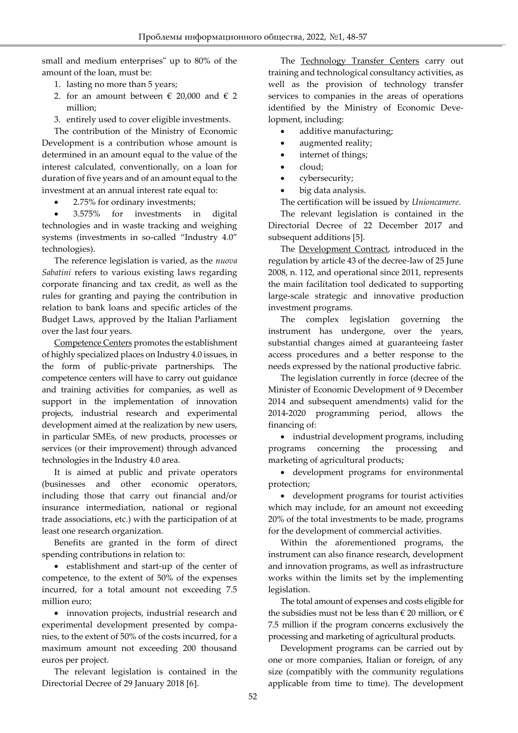small and medium enterprises" up to 80% of the amount of the loan, must be:

1. lasting no more than 5 years;
2. for an amount between € 20,000 and € 2 million;
3. entirely used to cover eligible investments.

The contribution of the Ministry of Economic Development is a contribution whose amount is determined in an amount equal to the value of the interest calculated, conventionally, on a loan for duration of five years and of an amount equal to the investment at an annual interest rate equal to:

- 2.75% for ordinary investments;
- 3.575% for investments in digital technologies and in waste tracking and weighing systems (investments in so-called "Industry 4.0" technologies).

The reference legislation is varied, as the *nuova Sabatini* refers to various existing laws regarding corporate financing and tax credit, as well as the rules for granting and paying the contribution in relation to bank loans and specific articles of the Budget Laws, approved by the Italian Parliament over the last four years.

Competence Centers promotes the establishment of highly specialized places on Industry 4.0 issues, in the form of public-private partnerships. The competence centers will have to carry out guidance and training activities for companies, as well as support in the implementation of innovation projects, industrial research and experimental development aimed at the realization by new users, in particular SMEs, of new products, processes or services (or their improvement) through advanced technologies in the Industry 4.0 area.

It is aimed at public and private operators (businesses and other economic operators, including those that carry out financial and/or insurance intermediation, national or regional trade associations, etc.) with the participation of at least one research organization.

Benefits are granted in the form of direct spending contributions in relation to:

- establishment and start-up of the center of competence, to the extent of 50% of the expenses incurred, for a total amount not exceeding 7.5 million euro;
- innovation projects, industrial research and experimental development presented by companies, to the extent of 50% of the costs incurred, for a maximum amount not exceeding 200 thousand euros per project.

The relevant legislation is contained in the Directorial Decree of 29 January 2018 [6].

The Technology Transfer Centers carry out training and technological consultancy activities, as well as the provision of technology transfer services to companies in the areas of operations identified by the Ministry of Economic Development, including:

- additive manufacturing;
- augmented reality;
- internet of things;
- cloud;
- cybersecurity;
- big data analysis.

The certification will be issued by *Unioncamere*.

The relevant legislation is contained in the Directorial Decree of 22 December 2017 and subsequent additions [5].

The Development Contract, introduced in the regulation by article 43 of the decree-law of 25 June 2008, n. 112, and operational since 2011, represents the main facilitation tool dedicated to supporting large-scale strategic and innovative production investment programs.

The complex legislation governing the instrument has undergone, over the years, substantial changes aimed at guaranteeing faster access procedures and a better response to the needs expressed by the national productive fabric.

The legislation currently in force (decree of the Minister of Economic Development of 9 December 2014 and subsequent amendments) valid for the 2014-2020 programming period, allows the financing of:

- industrial development programs, including programs concerning the processing and marketing of agricultural products;
- development programs for environmental protection;
- development programs for tourist activities which may include, for an amount not exceeding 20% of the total investments to be made, programs for the development of commercial activities.

Within the aforementioned programs, the instrument can also finance research, development and innovation programs, as well as infrastructure works within the limits set by the implementing legislation.

The total amount of expenses and costs eligible for the subsidies must not be less than € 20 million, or € 7.5 million if the program concerns exclusively the processing and marketing of agricultural products.

Development programs can be carried out by one or more companies, Italian or foreign, of any size (compatibly with the community regulations applicable from time to time). The development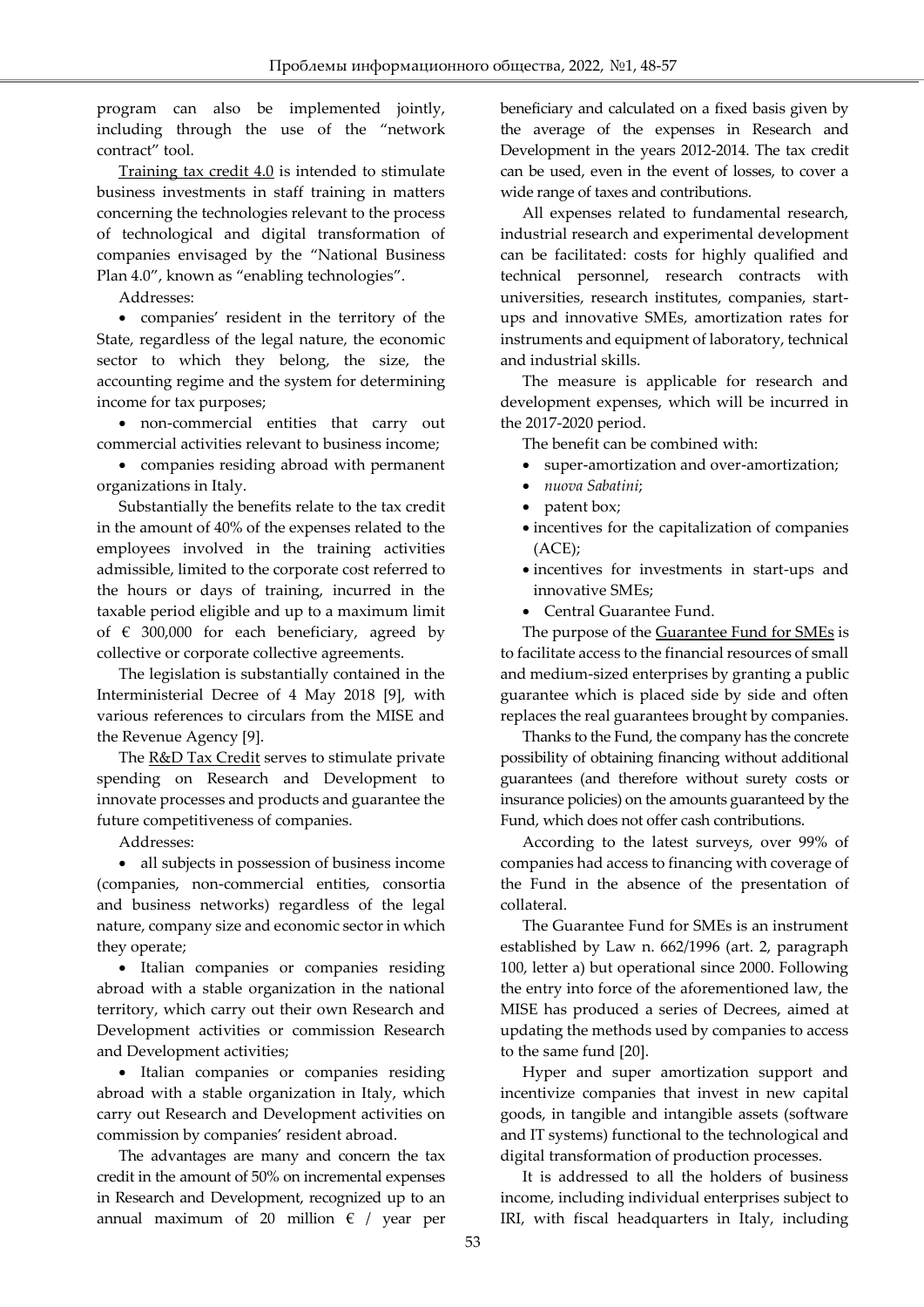program can also be implemented jointly, including through the use of the "network contract" tool.

Training tax credit 4.0 is intended to stimulate business investments in staff training in matters concerning the technologies relevant to the process of technological and digital transformation of companies envisaged by the "National Business Plan 4.0", known as "enabling technologies".

Addresses:

- companies' resident in the territory of the State, regardless of the legal nature, the economic sector to which they belong, the size, the accounting regime and the system for determining income for tax purposes;
- non-commercial entities that carry out commercial activities relevant to business income;
- companies residing abroad with permanent organizations in Italy.

Substantially the benefits relate to the tax credit in the amount of 40% of the expenses related to the employees involved in the training activities admissible, limited to the corporate cost referred to the hours or days of training, incurred in the taxable period eligible and up to a maximum limit of € 300,000 for each beneficiary, agreed by collective or corporate collective agreements.

The legislation is substantially contained in the Interministerial Decree of 4 May 2018 [9], with various references to circulars from the MISE and the Revenue Agency [9].

The R&D Tax Credit serves to stimulate private spending on Research and Development to innovate processes and products and guarantee the future competitiveness of companies.

Addresses:

- all subjects in possession of business income (companies, non-commercial entities, consortia and business networks) regardless of the legal nature, company size and economic sector in which they operate;
- Italian companies or companies residing abroad with a stable organization in the national territory, which carry out their own Research and Development activities or commission Research and Development activities;
- Italian companies or companies residing abroad with a stable organization in Italy, which carry out Research and Development activities on commission by companies' resident abroad.

The advantages are many and concern the tax credit in the amount of 50% on incremental expenses in Research and Development, recognized up to an annual maximum of 20 million € / year per beneficiary and calculated on a fixed basis given by the average of the expenses in Research and Development in the years 2012-2014. The tax credit can be used, even in the event of losses, to cover a wide range of taxes and contributions.

All expenses related to fundamental research, industrial research and experimental development can be facilitated: costs for highly qualified and technical personnel, research contracts with universities, research institutes, companies, start-ups and innovative SMEs, amortization rates for instruments and equipment of laboratory, technical and industrial skills.

The measure is applicable for research and development expenses, which will be incurred in the 2017-2020 period.

The benefit can be combined with:

- super-amortization and over-amortization;
- *nuova Sabatini*;
- patent box;
- incentives for the capitalization of companies (ACE);
- incentives for investments in start-ups and innovative SMEs;
- Central Guarantee Fund.

The purpose of the Guarantee Fund for SMEs is to facilitate access to the financial resources of small and medium-sized enterprises by granting a public guarantee which is placed side by side and often replaces the real guarantees brought by companies.

Thanks to the Fund, the company has the concrete possibility of obtaining financing without additional guarantees (and therefore without surety costs or insurance policies) on the amounts guaranteed by the Fund, which does not offer cash contributions.

According to the latest surveys, over 99% of companies had access to financing with coverage of the Fund in the absence of the presentation of collateral.

The Guarantee Fund for SMEs is an instrument established by Law n. 662/1996 (art. 2, paragraph 100, letter a) but operational since 2000. Following the entry into force of the aforementioned law, the MISE has produced a series of Decrees, aimed at updating the methods used by companies to access to the same fund [20].

Hyper and super amortization support and incentivize companies that invest in new capital goods, in tangible and intangible assets (software and IT systems) functional to the technological and digital transformation of production processes.

It is addressed to all the holders of business income, including individual enterprises subject to IRI, with fiscal headquarters in Italy, including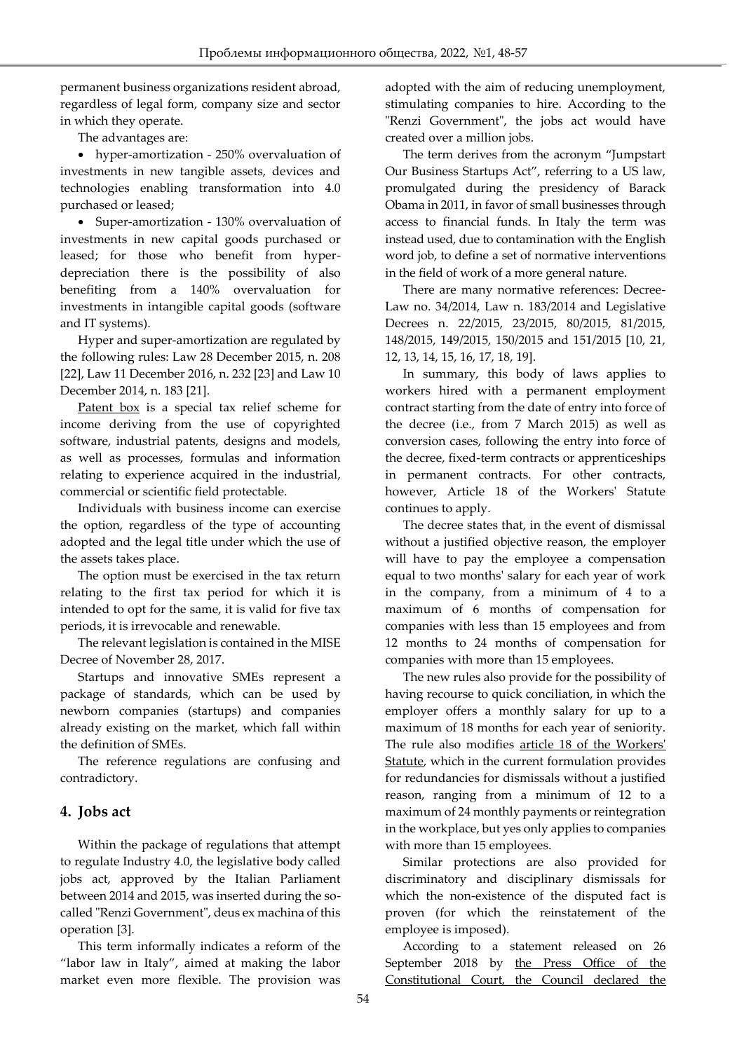permanent business organizations resident abroad, regardless of legal form, company size and sector in which they operate.

The advantages are:

- hyper-amortization - 250% overvaluation of investments in new tangible assets, devices and technologies enabling transformation into 4.0 purchased or leased;
- Super-amortization - 130% overvaluation of investments in new capital goods purchased or leased; for those who benefit from hyper-depreciation there is the possibility of also benefiting from a 140% overvaluation for investments in intangible capital goods (software and IT systems).

Hyper and super-amortization are regulated by the following rules: Law 28 December 2015, n. 208 [22], Law 11 December 2016, n. 232 [23] and Law 10 December 2014, n. 183 [21].

Patent box is a special tax relief scheme for income deriving from the use of copyrighted software, industrial patents, designs and models, as well as processes, formulas and information relating to experience acquired in the industrial, commercial or scientific field protectable.

Individuals with business income can exercise the option, regardless of the type of accounting adopted and the legal title under which the use of the assets takes place.

The option must be exercised in the tax return relating to the first tax period for which it is intended to opt for the same, it is valid for five tax periods, it is irrevocable and renewable.

The relevant legislation is contained in the MISE Decree of November 28, 2017.

Startups and innovative SMEs represent a package of standards, which can be used by newborn companies (startups) and companies already existing on the market, which fall within the definition of SMEs.

The reference regulations are confusing and contradictory.

## 4. Jobs act

Within the package of regulations that attempt to regulate Industry 4.0, the legislative body called jobs act, approved by the Italian Parliament between 2014 and 2015, was inserted during the so-called "Renzi Government", deus ex machina of this operation [3].

This term informally indicates a reform of the "labor law in Italy", aimed at making the labor market even more flexible. The provision was adopted with the aim of reducing unemployment, stimulating companies to hire. According to the "Renzi Government", the jobs act would have created over a million jobs.

The term derives from the acronym "Jumpstart Our Business Startups Act", referring to a US law, promulgated during the presidency of Barack Obama in 2011, in favor of small businesses through access to financial funds. In Italy the term was instead used, due to contamination with the English word job, to define a set of normative interventions in the field of work of a more general nature.

There are many normative references: Decree-Law no. 34/2014, Law n. 183/2014 and Legislative Decrees n. 22/2015, 23/2015, 80/2015, 81/2015, 148/2015, 149/2015, 150/2015 and 151/2015 [10, 21, 12, 13, 14, 15, 16, 17, 18, 19].

In summary, this body of laws applies to workers hired with a permanent employment contract starting from the date of entry into force of the decree (i.e., from 7 March 2015) as well as conversion cases, following the entry into force of the decree, fixed-term contracts or apprenticeships in permanent contracts. For other contracts, however, Article 18 of the Workers' Statute continues to apply.

The decree states that, in the event of dismissal without a justified objective reason, the employer will have to pay the employee a compensation equal to two months' salary for each year of work in the company, from a minimum of 4 to a maximum of 6 months of compensation for companies with less than 15 employees and from 12 months to 24 months of compensation for companies with more than 15 employees.

The new rules also provide for the possibility of having recourse to quick conciliation, in which the employer offers a monthly salary for up to a maximum of 18 months for each year of seniority. The rule also modifies article 18 of the Workers' Statute, which in the current formulation provides for redundancies for dismissals without a justified reason, ranging from a minimum of 12 to a maximum of 24 monthly payments or reintegration in the workplace, but yes only applies to companies with more than 15 employees.

Similar protections are also provided for discriminatory and disciplinary dismissals for which the non-existence of the disputed fact is proven (for which the reinstatement of the employee is imposed).

According to a statement released on 26 September 2018 by the Press Office of the Constitutional Court, the Council declared the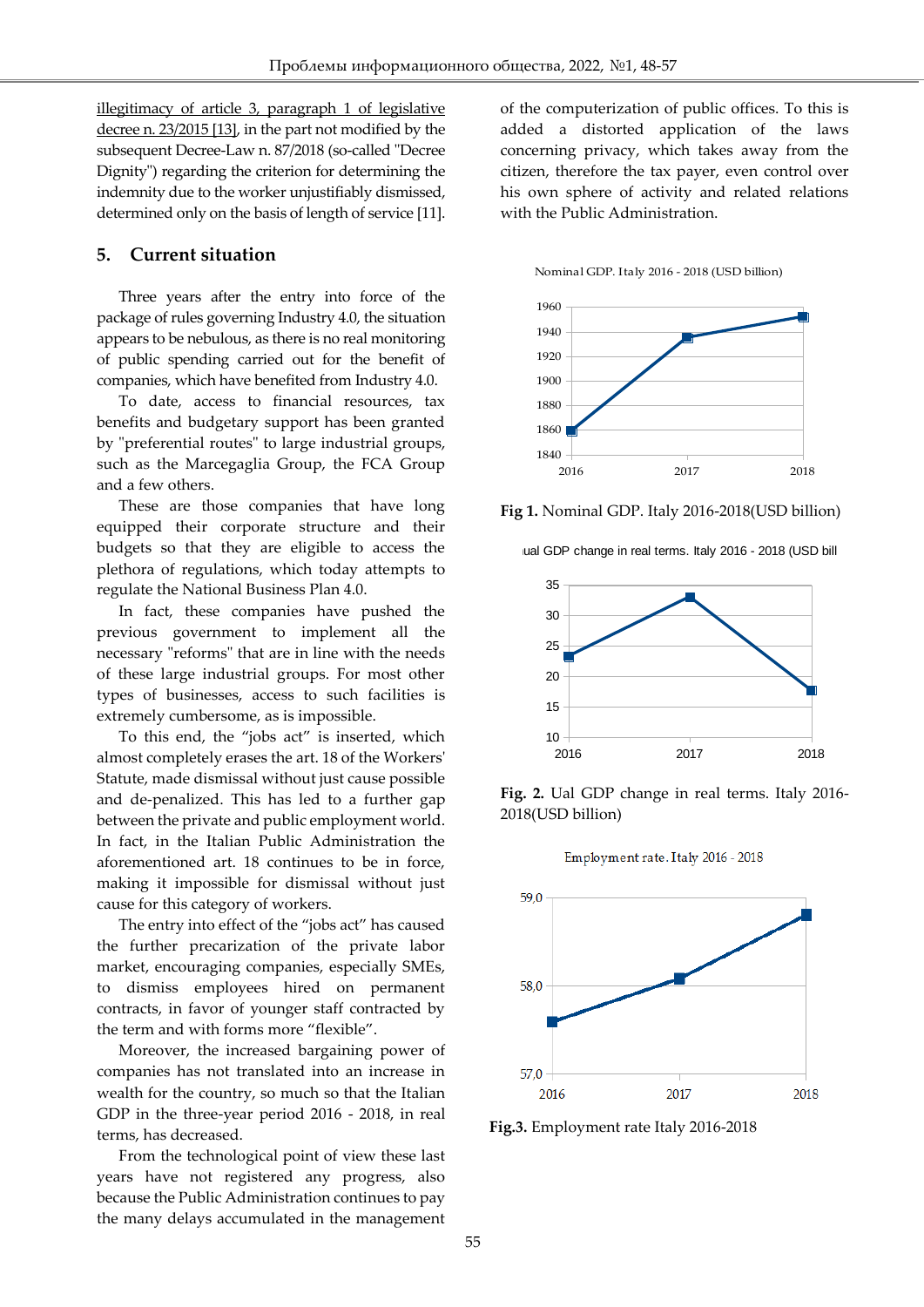illegitimacy of article 3, paragraph 1 of legislative decree n. 23/2015 [13], in the part not modified by the subsequent Decree-Law n. 87/2018 (so-called "Decree Dignity") regarding the criterion for determining the indemnity due to the worker unjustifiably dismissed, determined only on the basis of length of service [11].

## 5. Current situation

Three years after the entry into force of the package of rules governing Industry 4.0, the situation appears to be nebulous, as there is no real monitoring of public spending carried out for the benefit of companies, which have benefited from Industry 4.0.

To date, access to financial resources, tax benefits and budgetary support has been granted by "preferential routes" to large industrial groups, such as the Marcegaglia Group, the FCA Group and a few others.

These are those companies that have long equipped their corporate structure and their budgets so that they are eligible to access the plethora of regulations, which today attempts to regulate the National Business Plan 4.0.

In fact, these companies have pushed the previous government to implement all the necessary "reforms" that are in line with the needs of these large industrial groups. For most other types of businesses, access to such facilities is extremely cumbersome, as is impossible.

To this end, the "jobs act" is inserted, which almost completely erases the art. 18 of the Workers' Statute, made dismissal without just cause possible and de-penalized. This has led to a further gap between the private and public employment world. In fact, in the Italian Public Administration the aforementioned art. 18 continues to be in force, making it impossible for dismissal without just cause for this category of workers.

The entry into effect of the "jobs act" has caused the further precarization of the private labor market, encouraging companies, especially SMEs, to dismiss employees hired on permanent contracts, in favor of younger staff contracted by the term and with forms more "flexible".

Moreover, the increased bargaining power of companies has not translated into an increase in wealth for the country, so much so that the Italian GDP in the three-year period 2016 - 2018, in real terms, has decreased.

From the technological point of view these last years have not registered any progress, also because the Public Administration continues to pay the many delays accumulated in the management of the computerization of public offices. To this is added a distorted application of the laws concerning privacy, which takes away from the citizen, therefore the tax payer, even control over his own sphere of activity and related relations with the Public Administration.

Nominal GDP. Italy 2016 - 2018 (USD billion)

| Year | Value |
|---|---|
| 2016 | ~1860 |
| 2017 | ~1936 |
| 2018 | ~1952 |

**Fig 1.** Nominal GDP. Italy 2016-2018(USD billion)

ual GDP change in real terms. Italy 2016 - 2018 (USD bill

| Year | Value |
|---|---|
| 2016 | ~23 |
| 2017 | ~33 |
| 2018 | ~18 |

**Fig. 2.** Ual GDP change in real terms. Italy 2016-2018(USD billion)

Employment rate. Italy 2016 - 2018

| Year | Value |
|---|---|
| 2016 | ~57.6 |
| 2017 | ~58.1 |
| 2018 | ~58.8 |

**Fig.3.** Employment rate Italy 2016-2018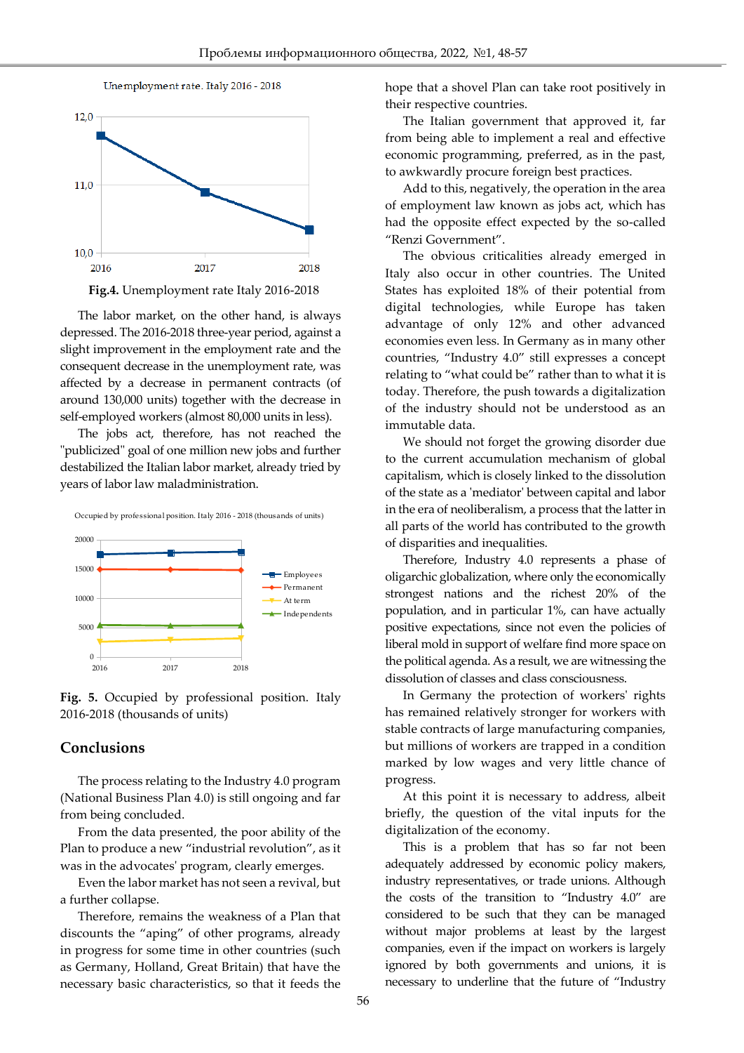Unemployment rate. Italy 2016 - 2018

**Fig.4.** Unemployment rate Italy 2016-2018

The labor market, on the other hand, is always depressed. The 2016-2018 three-year period, against a slight improvement in the employment rate and the consequent decrease in the unemployment rate, was affected by a decrease in permanent contracts (of around 130,000 units) together with the decrease in self-employed workers (almost 80,000 units in less).

The jobs act, therefore, has not reached the "publicized" goal of one million new jobs and further destabilized the Italian labor market, already tried by years of labor law maladministration.

Occupied by professional position. Italy 2016 - 2018 (thousands of units)

**Fig. 5.** Occupied by professional position. Italy 2016-2018 (thousands of units)

## Conclusions

The process relating to the Industry 4.0 program (National Business Plan 4.0) is still ongoing and far from being concluded.

From the data presented, the poor ability of the Plan to produce a new "industrial revolution", as it was in the advocates' program, clearly emerges.

Even the labor market has not seen a revival, but a further collapse.

Therefore, remains the weakness of a Plan that discounts the "aping" of other programs, already in progress for some time in other countries (such as Germany, Holland, Great Britain) that have the necessary basic characteristics, so that it feeds the hope that a shovel Plan can take root positively in their respective countries.

The Italian government that approved it, far from being able to implement a real and effective economic programming, preferred, as in the past, to awkwardly procure foreign best practices.

Add to this, negatively, the operation in the area of employment law known as jobs act, which has had the opposite effect expected by the so-called "Renzi Government".

The obvious criticalities already emerged in Italy also occur in other countries. The United States has exploited 18% of their potential from digital technologies, while Europe has taken advantage of only 12% and other advanced economies even less. In Germany as in many other countries, "Industry 4.0" still expresses a concept relating to "what could be" rather than to what it is today. Therefore, the push towards a digitalization of the industry should not be understood as an immutable data.

We should not forget the growing disorder due to the current accumulation mechanism of global capitalism, which is closely linked to the dissolution of the state as a 'mediator' between capital and labor in the era of neoliberalism, a process that the latter in all parts of the world has contributed to the growth of disparities and inequalities.

Therefore, Industry 4.0 represents a phase of oligarchic globalization, where only the economically strongest nations and the richest 20% of the population, and in particular 1%, can have actually positive expectations, since not even the policies of liberal mold in support of welfare find more space on the political agenda. As a result, we are witnessing the dissolution of classes and class consciousness.

In Germany the protection of workers' rights has remained relatively stronger for workers with stable contracts of large manufacturing companies, but millions of workers are trapped in a condition marked by low wages and very little chance of progress.

At this point it is necessary to address, albeit briefly, the question of the vital inputs for the digitalization of the economy.

This is a problem that has so far not been adequately addressed by economic policy makers, industry representatives, or trade unions. Although the costs of the transition to "Industry 4.0" are considered to be such that they can be managed without major problems at least by the largest companies, even if the impact on workers is largely ignored by both governments and unions, it is necessary to underline that the future of "Industry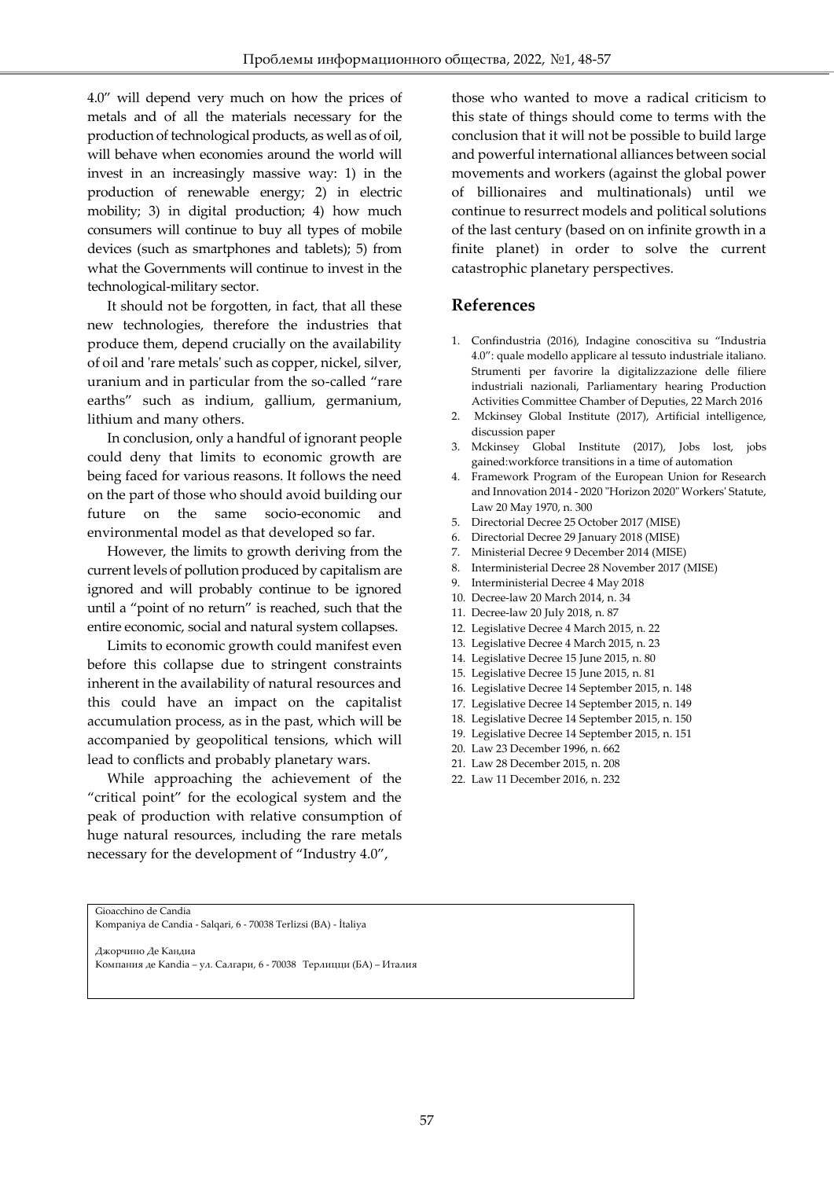4.0" will depend very much on how the prices of metals and of all the materials necessary for the production of technological products, as well as of oil, will behave when economies around the world will invest in an increasingly massive way: 1) in the production of renewable energy; 2) in electric mobility; 3) in digital production; 4) how much consumers will continue to buy all types of mobile devices (such as smartphones and tablets); 5) from what the Governments will continue to invest in the technological-military sector.

It should not be forgotten, in fact, that all these new technologies, therefore the industries that produce them, depend crucially on the availability of oil and 'rare metals' such as copper, nickel, silver, uranium and in particular from the so-called "rare earths" such as indium, gallium, germanium, lithium and many others.

In conclusion, only a handful of ignorant people could deny that limits to economic growth are being faced for various reasons. It follows the need on the part of those who should avoid building our future on the same socio-economic and environmental model as that developed so far.

However, the limits to growth deriving from the current levels of pollution produced by capitalism are ignored and will probably continue to be ignored until a "point of no return" is reached, such that the entire economic, social and natural system collapses.

Limits to economic growth could manifest even before this collapse due to stringent constraints inherent in the availability of natural resources and this could have an impact on the capitalist accumulation process, as in the past, which will be accompanied by geopolitical tensions, which will lead to conflicts and probably planetary wars.

While approaching the achievement of the "critical point" for the ecological system and the peak of production with relative consumption of huge natural resources, including the rare metals necessary for the development of "Industry 4.0", those who wanted to move a radical criticism to this state of things should come to terms with the conclusion that it will not be possible to build large and powerful international alliances between social movements and workers (against the global power of billionaires and multinationals) until we continue to resurrect models and political solutions of the last century (based on on infinite growth in a finite planet) in order to solve the current catastrophic planetary perspectives.

## References

1. Confindustria (2016), Indagine conoscitiva su "Industria 4.0": quale modello applicare al tessuto industriale italiano. Strumenti per favorire la digitalizzazione delle filiere industriali nazionali, Parliamentary hearing Production Activities Committee Chamber of Deputies, 22 March 2016
2. Mckinsey Global Institute (2017), Artificial intelligence, discussion paper
3. Mckinsey Global Institute (2017), Jobs lost, jobs gained:workforce transitions in a time of automation
4. Framework Program of the European Union for Research and Innovation 2014 - 2020 "Horizon 2020" Workers' Statute, Law 20 May 1970, n. 300
5. Directorial Decree 25 October 2017 (MISE)
6. Directorial Decree 29 January 2018 (MISE)
7. Ministerial Decree 9 December 2014 (MISE)
8. Interministerial Decree 28 November 2017 (MISE)
9. Interministerial Decree 4 May 2018
10. Decree-law 20 March 2014, n. 34
11. Decree-law 20 July 2018, n. 87
12. Legislative Decree 4 March 2015, n. 22
13. Legislative Decree 4 March 2015, n. 23
14. Legislative Decree 15 June 2015, n. 80
15. Legislative Decree 15 June 2015, n. 81
16. Legislative Decree 14 September 2015, n. 148
17. Legislative Decree 14 September 2015, n. 149
18. Legislative Decree 14 September 2015, n. 150
19. Legislative Decree 14 September 2015, n. 151
20. Law 23 December 1996, n. 662
21. Law 28 December 2015, n. 208
22. Law 11 December 2016, n. 232

Gioacchino de Candia
Kompaniya de Candia - Salqari, 6 - 70038 Terlizsi (BA) - İtaliya

Джорчино Де Кандиа
Компания де Kandia – ул. Салгари, 6 - 70038 Терлицци (БА) – Италия